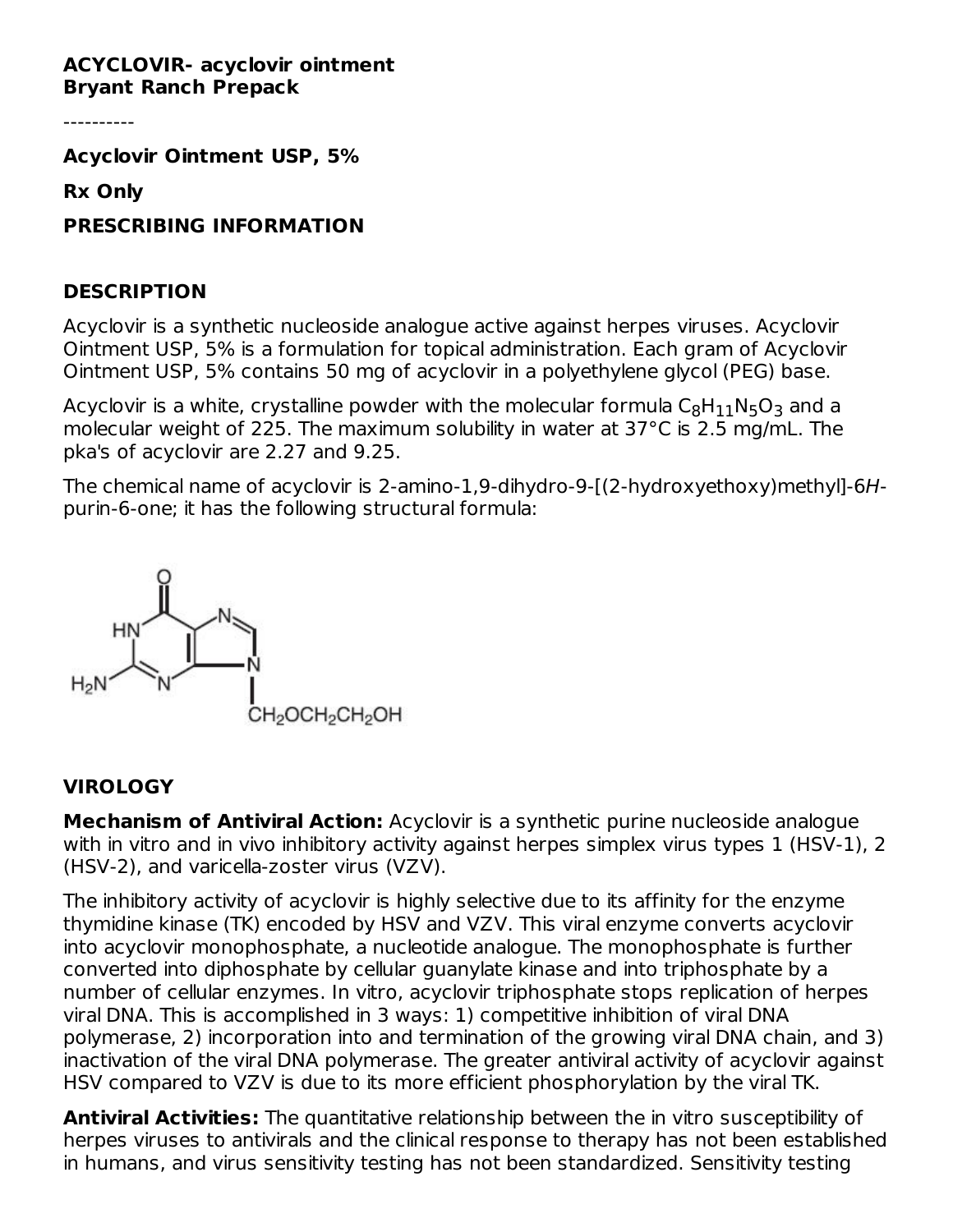**ACYCLOVIR- acyclovir ointment**
**Bryant Ranch Prepack**

----------

**Acyclovir Ointment USP, 5%**

**Rx Only**

**PRESCRIBING INFORMATION**

## DESCRIPTION

Acyclovir is a synthetic nucleoside analogue active against herpes viruses. Acyclovir Ointment USP, 5% is a formulation for topical administration. Each gram of Acyclovir Ointment USP, 5% contains 50 mg of acyclovir in a polyethylene glycol (PEG) base.

Acyclovir is a white, crystalline powder with the molecular formula $C_8H_{11}N_5O_3$ and a molecular weight of 225. The maximum solubility in water at 37°C is 2.5 mg/mL. The pka's of acyclovir are 2.27 and 9.25.

The chemical name of acyclovir is 2-amino-1,9-dihydro-9-[(2-hydroxyethoxy)methyl]-6*H*-purin-6-one; it has the following structural formula:

## VIROLOGY

**Mechanism of Antiviral Action:** Acyclovir is a synthetic purine nucleoside analogue with in vitro and in vivo inhibitory activity against herpes simplex virus types 1 (HSV-1), 2 (HSV-2), and varicella-zoster virus (VZV).

The inhibitory activity of acyclovir is highly selective due to its affinity for the enzyme thymidine kinase (TK) encoded by HSV and VZV. This viral enzyme converts acyclovir into acyclovir monophosphate, a nucleotide analogue. The monophosphate is further converted into diphosphate by cellular guanylate kinase and into triphosphate by a number of cellular enzymes. In vitro, acyclovir triphosphate stops replication of herpes viral DNA. This is accomplished in 3 ways: 1) competitive inhibition of viral DNA polymerase, 2) incorporation into and termination of the growing viral DNA chain, and 3) inactivation of the viral DNA polymerase. The greater antiviral activity of acyclovir against HSV compared to VZV is due to its more efficient phosphorylation by the viral TK.

**Antiviral Activities:** The quantitative relationship between the in vitro susceptibility of herpes viruses to antivirals and the clinical response to therapy has not been established in humans, and virus sensitivity testing has not been standardized. Sensitivity testing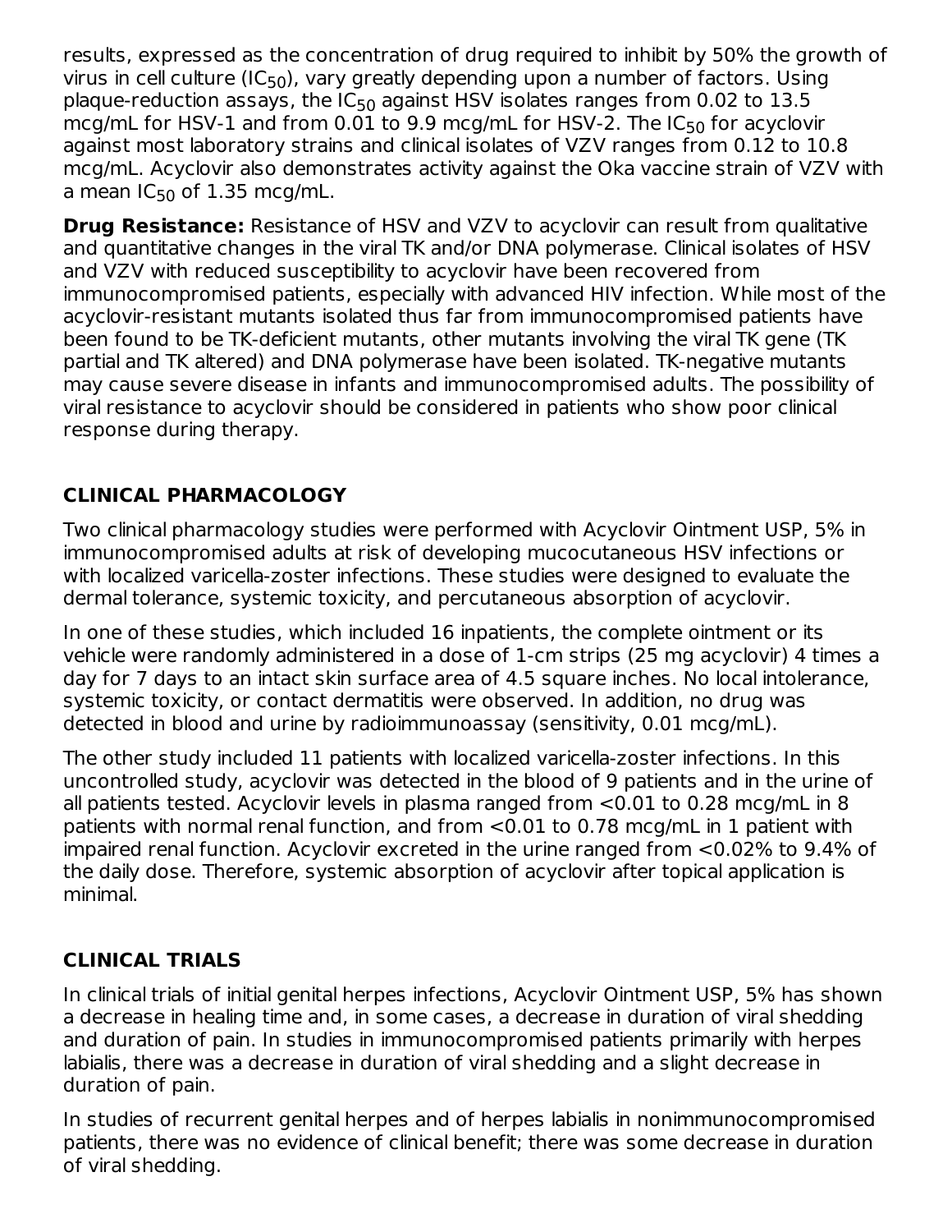results, expressed as the concentration of drug required to inhibit by 50% the growth of virus in cell culture ($IC_{50}$), vary greatly depending upon a number of factors. Using plaque-reduction assays, the $IC_{50}$ against HSV isolates ranges from 0.02 to 13.5 mcg/mL for HSV-1 and from 0.01 to 9.9 mcg/mL for HSV-2. The $IC_{50}$ for acyclovir against most laboratory strains and clinical isolates of VZV ranges from 0.12 to 10.8 mcg/mL. Acyclovir also demonstrates activity against the Oka vaccine strain of VZV with a mean $IC_{50}$ of 1.35 mcg/mL.

**Drug Resistance:** Resistance of HSV and VZV to acyclovir can result from qualitative and quantitative changes in the viral TK and/or DNA polymerase. Clinical isolates of HSV and VZV with reduced susceptibility to acyclovir have been recovered from immunocompromised patients, especially with advanced HIV infection. While most of the acyclovir-resistant mutants isolated thus far from immunocompromised patients have been found to be TK-deficient mutants, other mutants involving the viral TK gene (TK partial and TK altered) and DNA polymerase have been isolated. TK-negative mutants may cause severe disease in infants and immunocompromised adults. The possibility of viral resistance to acyclovir should be considered in patients who show poor clinical response during therapy.

## CLINICAL PHARMACOLOGY

Two clinical pharmacology studies were performed with Acyclovir Ointment USP, 5% in immunocompromised adults at risk of developing mucocutaneous HSV infections or with localized varicella-zoster infections. These studies were designed to evaluate the dermal tolerance, systemic toxicity, and percutaneous absorption of acyclovir.

In one of these studies, which included 16 inpatients, the complete ointment or its vehicle were randomly administered in a dose of 1-cm strips (25 mg acyclovir) 4 times a day for 7 days to an intact skin surface area of 4.5 square inches. No local intolerance, systemic toxicity, or contact dermatitis were observed. In addition, no drug was detected in blood and urine by radioimmunoassay (sensitivity, 0.01 mcg/mL).

The other study included 11 patients with localized varicella-zoster infections. In this uncontrolled study, acyclovir was detected in the blood of 9 patients and in the urine of all patients tested. Acyclovir levels in plasma ranged from <0.01 to 0.28 mcg/mL in 8 patients with normal renal function, and from <0.01 to 0.78 mcg/mL in 1 patient with impaired renal function. Acyclovir excreted in the urine ranged from <0.02% to 9.4% of the daily dose. Therefore, systemic absorption of acyclovir after topical application is minimal.

## CLINICAL TRIALS

In clinical trials of initial genital herpes infections, Acyclovir Ointment USP, 5% has shown a decrease in healing time and, in some cases, a decrease in duration of viral shedding and duration of pain. In studies in immunocompromised patients primarily with herpes labialis, there was a decrease in duration of viral shedding and a slight decrease in duration of pain.

In studies of recurrent genital herpes and of herpes labialis in nonimmunocompromised patients, there was no evidence of clinical benefit; there was some decrease in duration of viral shedding.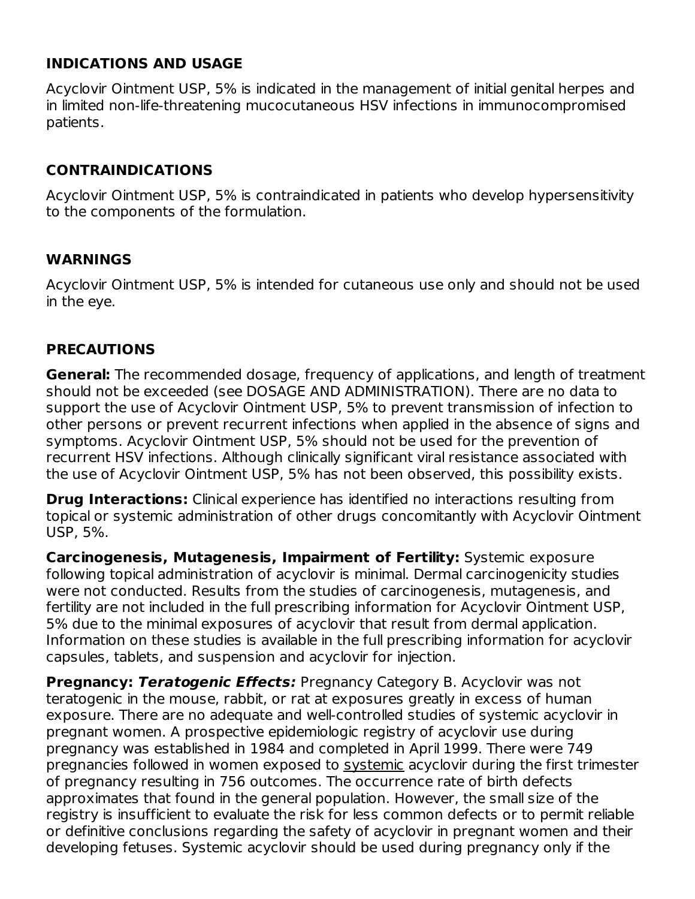## INDICATIONS AND USAGE

Acyclovir Ointment USP, 5% is indicated in the management of initial genital herpes and in limited non-life-threatening mucocutaneous HSV infections in immunocompromised patients.

## CONTRAINDICATIONS

Acyclovir Ointment USP, 5% is contraindicated in patients who develop hypersensitivity to the components of the formulation.

## WARNINGS

Acyclovir Ointment USP, 5% is intended for cutaneous use only and should not be used in the eye.

## PRECAUTIONS

**General:** The recommended dosage, frequency of applications, and length of treatment should not be exceeded (see DOSAGE AND ADMINISTRATION). There are no data to support the use of Acyclovir Ointment USP, 5% to prevent transmission of infection to other persons or prevent recurrent infections when applied in the absence of signs and symptoms. Acyclovir Ointment USP, 5% should not be used for the prevention of recurrent HSV infections. Although clinically significant viral resistance associated with the use of Acyclovir Ointment USP, 5% has not been observed, this possibility exists.

**Drug Interactions:** Clinical experience has identified no interactions resulting from topical or systemic administration of other drugs concomitantly with Acyclovir Ointment USP, 5%.

**Carcinogenesis, Mutagenesis, Impairment of Fertility:** Systemic exposure following topical administration of acyclovir is minimal. Dermal carcinogenicity studies were not conducted. Results from the studies of carcinogenesis, mutagenesis, and fertility are not included in the full prescribing information for Acyclovir Ointment USP, 5% due to the minimal exposures of acyclovir that result from dermal application. Information on these studies is available in the full prescribing information for acyclovir capsules, tablets, and suspension and acyclovir for injection.

**Pregnancy:** ***Teratogenic Effects:*** Pregnancy Category B. Acyclovir was not teratogenic in the mouse, rabbit, or rat at exposures greatly in excess of human exposure. There are no adequate and well-controlled studies of systemic acyclovir in pregnant women. A prospective epidemiologic registry of acyclovir use during pregnancy was established in 1984 and completed in April 1999. There were 749 pregnancies followed in women exposed to systemic acyclovir during the first trimester of pregnancy resulting in 756 outcomes. The occurrence rate of birth defects approximates that found in the general population. However, the small size of the registry is insufficient to evaluate the risk for less common defects or to permit reliable or definitive conclusions regarding the safety of acyclovir in pregnant women and their developing fetuses. Systemic acyclovir should be used during pregnancy only if the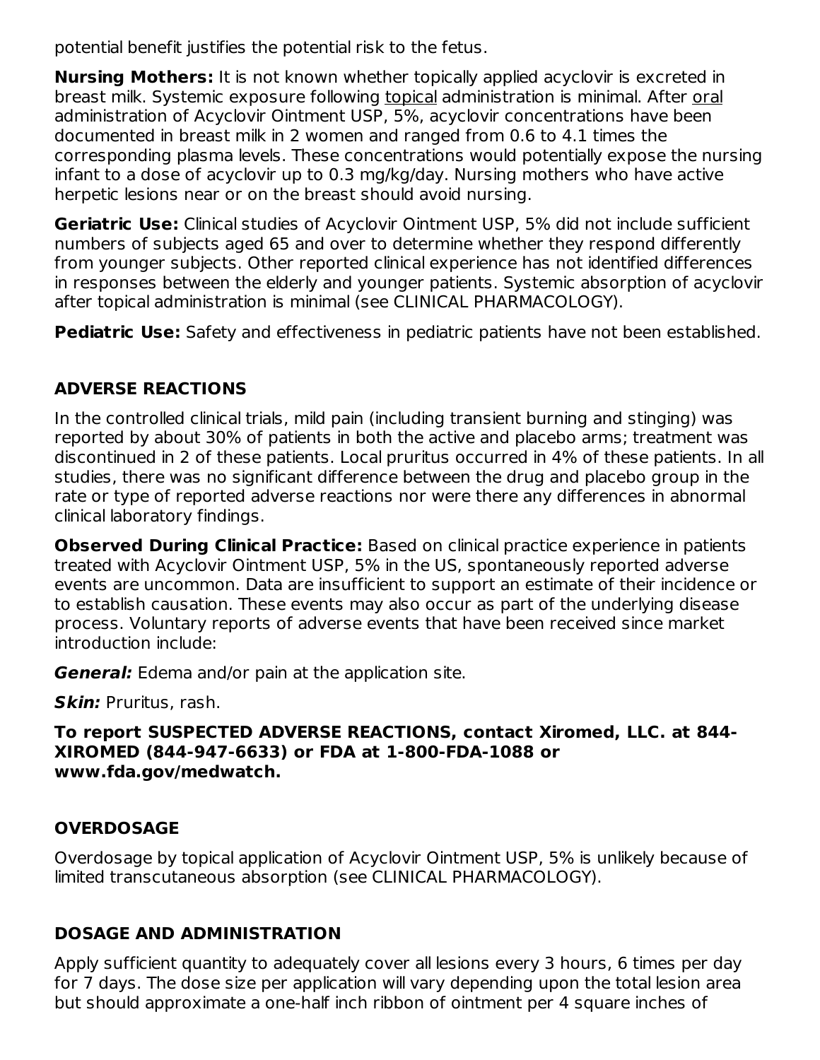potential benefit justifies the potential risk to the fetus.

**Nursing Mothers:** It is not known whether topically applied acyclovir is excreted in breast milk. Systemic exposure following topical administration is minimal. After oral administration of Acyclovir Ointment USP, 5%, acyclovir concentrations have been documented in breast milk in 2 women and ranged from 0.6 to 4.1 times the corresponding plasma levels. These concentrations would potentially expose the nursing infant to a dose of acyclovir up to 0.3 mg/kg/day. Nursing mothers who have active herpetic lesions near or on the breast should avoid nursing.

**Geriatric Use:** Clinical studies of Acyclovir Ointment USP, 5% did not include sufficient numbers of subjects aged 65 and over to determine whether they respond differently from younger subjects. Other reported clinical experience has not identified differences in responses between the elderly and younger patients. Systemic absorption of acyclovir after topical administration is minimal (see CLINICAL PHARMACOLOGY).

**Pediatric Use:** Safety and effectiveness in pediatric patients have not been established.

## ADVERSE REACTIONS

In the controlled clinical trials, mild pain (including transient burning and stinging) was reported by about 30% of patients in both the active and placebo arms; treatment was discontinued in 2 of these patients. Local pruritus occurred in 4% of these patients. In all studies, there was no significant difference between the drug and placebo group in the rate or type of reported adverse reactions nor were there any differences in abnormal clinical laboratory findings.

**Observed During Clinical Practice:** Based on clinical practice experience in patients treated with Acyclovir Ointment USP, 5% in the US, spontaneously reported adverse events are uncommon. Data are insufficient to support an estimate of their incidence or to establish causation. These events may also occur as part of the underlying disease process. Voluntary reports of adverse events that have been received since market introduction include:

***General:*** Edema and/or pain at the application site.

***Skin:*** Pruritus, rash.

**To report SUSPECTED ADVERSE REACTIONS, contact Xiromed, LLC. at 844-XIROMED (844-947-6633) or FDA at 1-800-FDA-1088 or www.fda.gov/medwatch.**

## OVERDOSAGE

Overdosage by topical application of Acyclovir Ointment USP, 5% is unlikely because of limited transcutaneous absorption (see CLINICAL PHARMACOLOGY).

## DOSAGE AND ADMINISTRATION

Apply sufficient quantity to adequately cover all lesions every 3 hours, 6 times per day for 7 days. The dose size per application will vary depending upon the total lesion area but should approximate a one-half inch ribbon of ointment per 4 square inches of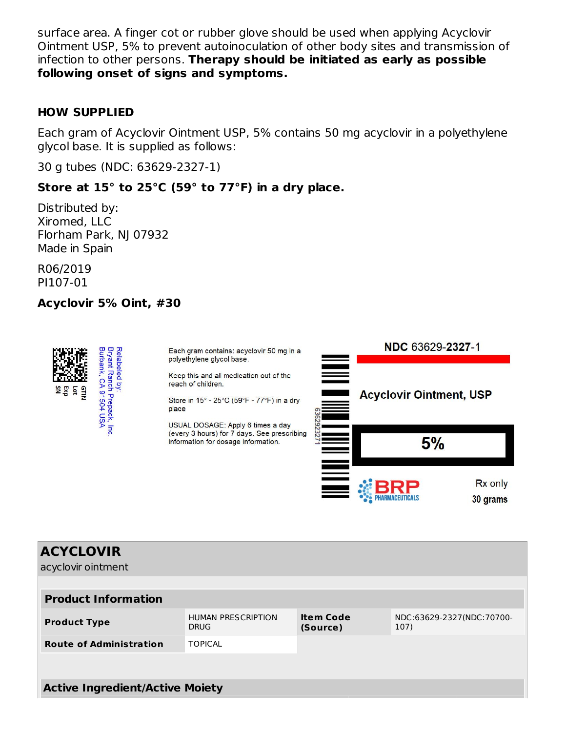surface area. A finger cot or rubber glove should be used when applying Acyclovir Ointment USP, 5% to prevent autoinoculation of other body sites and transmission of infection to other persons. **Therapy should be initiated as early as possible following onset of signs and symptoms.**

## HOW SUPPLIED

Each gram of Acyclovir Ointment USP, 5% contains 50 mg acyclovir in a polyethylene glycol base. It is supplied as follows:

30 g tubes (NDC: 63629-2327-1)

**Store at 15° to 25°C (59° to 77°F) in a dry place.**

Distributed by:
Xiromed, LLC
Florham Park, NJ 07932
Made in Spain

R06/2019
PI107-01

**Acyclovir 5% Oint, #30**

GTIN
Lot
Exp
SN

Relabeled by:
Bryant Ranch Prepack, Inc.
Burbank, CA 91504 USA

Each gram contains: acyclovir 50 mg in a polyethylene glycol base.

Keep this and all medication out of the reach of children.

Store in 15° - 25°C (59°F - 77°F) in a dry place

USUAL DOSAGE: Apply 6 times a day (every 3 hours) for 7 days. See prescribing information for dosage information.

636292327 1

NDC 63629-**2327**-1

**Acyclovir Ointment, USP**

**5%**

BRP PHARMACEUTICALS

Rx only

30 grams

## ACYCLOVIR

acyclovir ointment

| **Product Information** | | | |
|---|---|---|---|
| **Product Type** | HUMAN PRESCRIPTION DRUG | **Item Code (Source)** | NDC:63629-2327(NDC:70700-107) |
| **Route of Administration** | TOPICAL | | |

| **Active Ingredient/Active Moiety** |
|---|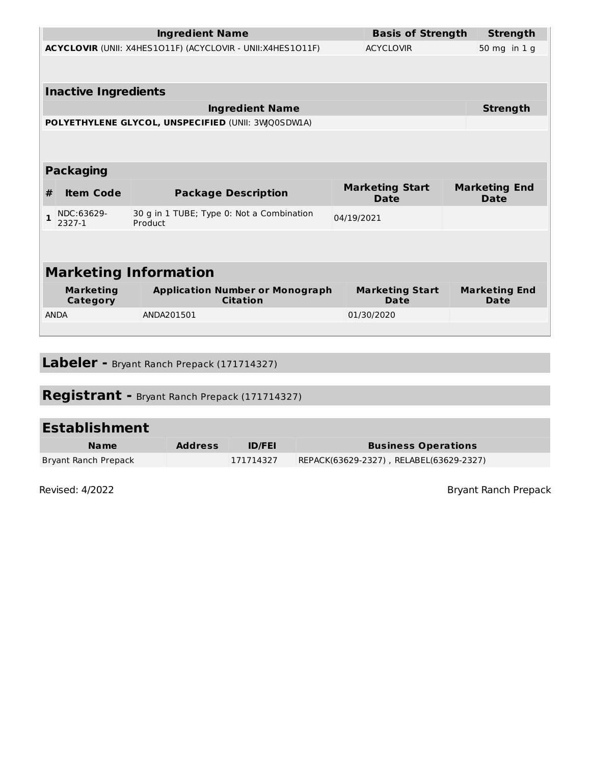| Ingredient Name | Basis of Strength | Strength |
|---|---|---|
| **ACYCLOVIR** (UNII: X4HES1O11F) (ACYCLOVIR - UNII:X4HES1O11F) | ACYCLOVIR | 50 mg in 1 g |

### Inactive Ingredients

| Ingredient Name | Strength |
|---|---|
| **POLYETHYLENE GLYCOL, UNSPECIFIED** (UNII: 3WJQ0SDW1A) | |

### Packaging

| # | Item Code | Package Description | Marketing Start Date | Marketing End Date |
|---|---|---|---|---|
| 1 | NDC:63629-2327-1 | 30 g in 1 TUBE; Type 0: Not a Combination Product | 04/19/2021 | |

## Marketing Information

| Marketing Category | Application Number or Monograph Citation | Marketing Start Date | Marketing End Date |
|---|---|---|---|
| ANDA | ANDA201501 | 01/30/2020 | |

## Labeler - Bryant Ranch Prepack (171714327)

## Registrant - Bryant Ranch Prepack (171714327)

## Establishment

| Name | Address | ID/FEI | Business Operations |
|---|---|---|---|
| Bryant Ranch Prepack | | 171714327 | REPACK(63629-2327) , RELABEL(63629-2327) |

Revised: 4/2022

Bryant Ranch Prepack